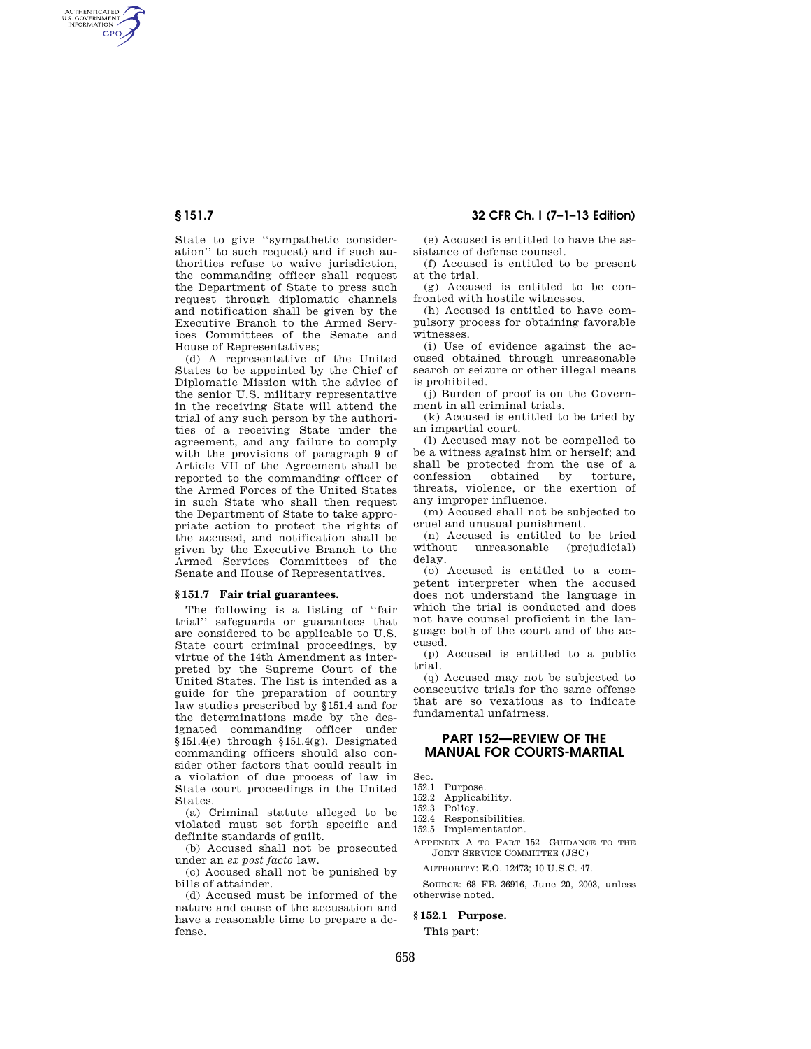State to give "sympathetic consideration" to such request) and if such authorities refuse to waive jurisdiction, the commanding officer shall request the Department of State to press such request through diplomatic channels and notification shall be given by the Executive Branch to the Armed Services Committees of the Senate and House of Representatives;

(d) A representative of the United States to be appointed by the Chief of Diplomatic Mission with the advice of the senior U.S. military representative in the receiving State will attend the trial of any such person by the authorities of a receiving State under the agreement, and any failure to comply with the provisions of paragraph 9 of Article VII of the Agreement shall be reported to the commanding officer of the Armed Forces of the United States in such State who shall then request the Department of State to take appropriate action to protect the rights of the accused, and notification shall be given by the Executive Branch to the Armed Services Committees of the Senate and House of Representatives.

### § 151.7 Fair trial guarantees.

The following is a listing of "fair trial" safeguards or guarantees that are considered to be applicable to U.S. State court criminal proceedings, by virtue of the 14th Amendment as interpreted by the Supreme Court of the United States. The list is intended as a guide for the preparation of country law studies prescribed by § 151.4 and for the determinations made by the designated commanding officer under § 151.4(e) through § 151.4(g). Designated commanding officers should also consider other factors that could result in a violation of due process of law in State court proceedings in the United States.

(a) Criminal statute alleged to be violated must set forth specific and definite standards of guilt.

(b) Accused shall not be prosecuted under an *ex post facto* law.

(c) Accused shall not be punished by bills of attainder.

(d) Accused must be informed of the nature and cause of the accusation and have a reasonable time to prepare a defense.

(e) Accused is entitled to have the assistance of defense counsel.

(f) Accused is entitled to be present at the trial.

(g) Accused is entitled to be confronted with hostile witnesses.

(h) Accused is entitled to have compulsory process for obtaining favorable witnesses.

(i) Use of evidence against the accused obtained through unreasonable search or seizure or other illegal means is prohibited.

(j) Burden of proof is on the Government in all criminal trials.

(k) Accused is entitled to be tried by an impartial court.

(l) Accused may not be compelled to be a witness against him or herself; and shall be protected from the use of a confession obtained by torture, threats, violence, or the exertion of any improper influence.

(m) Accused shall not be subjected to cruel and unusual punishment.

(n) Accused is entitled to be tried without unreasonable (prejudicial) delay.

(o) Accused is entitled to a competent interpreter when the accused does not understand the language in which the trial is conducted and does not have counsel proficient in the language both of the court and of the accused.

(p) Accused is entitled to a public trial.

(q) Accused may not be subjected to consecutive trials for the same offense that are so vexatious as to indicate fundamental unfairness.

## PART 152—REVIEW OF THE MANUAL FOR COURTS-MARTIAL

Sec.
152.1 Purpose.
152.2 Applicability.
152.3 Policy.
152.4 Responsibilities.
152.5 Implementation.
APPENDIX A TO PART 152—GUIDANCE TO THE JOINT SERVICE COMMITTEE (JSC)

AUTHORITY: E.O. 12473; 10 U.S.C. 47.

SOURCE: 68 FR 36916, June 20, 2003, unless otherwise noted.

### § 152.1 Purpose.

This part: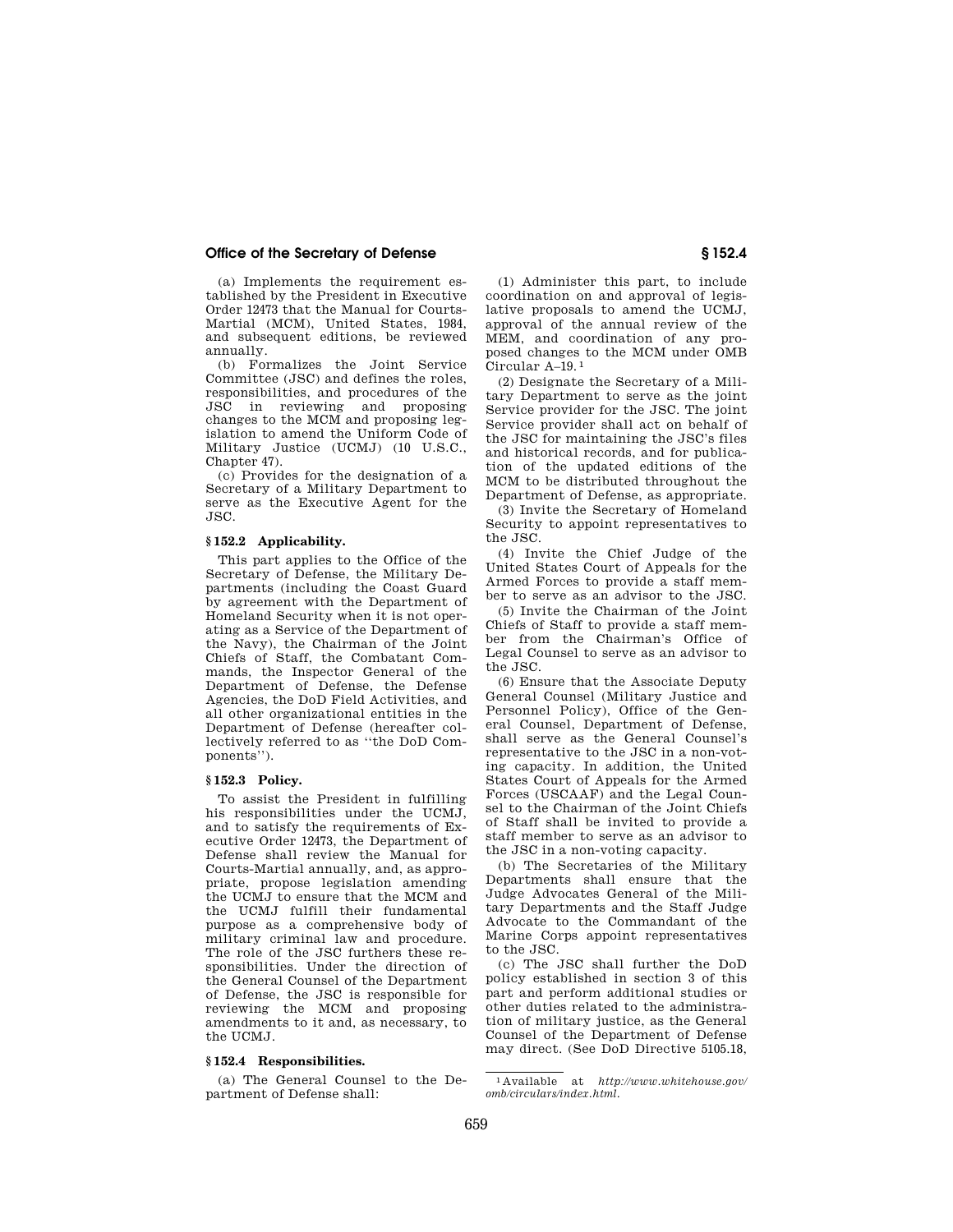(a) Implements the requirement established by the President in Executive Order 12473 that the Manual for Courts-Martial (MCM), United States, 1984, and subsequent editions, be reviewed annually.

(b) Formalizes the Joint Service Committee (JSC) and defines the roles, responsibilities, and procedures of the JSC in reviewing and proposing changes to the MCM and proposing legislation to amend the Uniform Code of Military Justice (UCMJ) (10 U.S.C., Chapter 47).

(c) Provides for the designation of a Secretary of a Military Department to serve as the Executive Agent for the JSC.

### § 152.2 Applicability.

This part applies to the Office of the Secretary of Defense, the Military Departments (including the Coast Guard by agreement with the Department of Homeland Security when it is not operating as a Service of the Department of the Navy), the Chairman of the Joint Chiefs of Staff, the Combatant Commands, the Inspector General of the Department of Defense, the Defense Agencies, the DoD Field Activities, and all other organizational entities in the Department of Defense (hereafter collectively referred to as ''the DoD Components'').

### § 152.3 Policy.

To assist the President in fulfilling his responsibilities under the UCMJ, and to satisfy the requirements of Executive Order 12473, the Department of Defense shall review the Manual for Courts-Martial annually, and, as appropriate, propose legislation amending the UCMJ to ensure that the MCM and the UCMJ fulfill their fundamental purpose as a comprehensive body of military criminal law and procedure. The role of the JSC furthers these responsibilities. Under the direction of the General Counsel of the Department of Defense, the JSC is responsible for reviewing the MCM and proposing amendments to it and, as necessary, to the UCMJ.

### § 152.4 Responsibilities.

(a) The General Counsel to the Department of Defense shall:

(1) Administer this part, to include coordination on and approval of legislative proposals to amend the UCMJ, approval of the annual review of the MEM, and coordination of any proposed changes to the MCM under OMB Circular A–19.[1]

(2) Designate the Secretary of a Military Department to serve as the joint Service provider for the JSC. The joint Service provider shall act on behalf of the JSC for maintaining the JSC's files and historical records, and for publication of the updated editions of the MCM to be distributed throughout the Department of Defense, as appropriate.

(3) Invite the Secretary of Homeland Security to appoint representatives to the JSC.

(4) Invite the Chief Judge of the United States Court of Appeals for the Armed Forces to provide a staff member to serve as an advisor to the JSC.

(5) Invite the Chairman of the Joint Chiefs of Staff to provide a staff member from the Chairman's Office of Legal Counsel to serve as an advisor to the JSC.

(6) Ensure that the Associate Deputy General Counsel (Military Justice and Personnel Policy), Office of the General Counsel, Department of Defense, shall serve as the General Counsel's representative to the JSC in a non-voting capacity. In addition, the United States Court of Appeals for the Armed Forces (USCAAF) and the Legal Counsel to the Chairman of the Joint Chiefs of Staff shall be invited to provide a staff member to serve as an advisor to the JSC in a non-voting capacity.

(b) The Secretaries of the Military Departments shall ensure that the Judge Advocates General of the Military Departments and the Staff Judge Advocate to the Commandant of the Marine Corps appoint representatives to the JSC.

(c) The JSC shall further the DoD policy established in section 3 of this part and perform additional studies or other duties related to the administration of military justice, as the General Counsel of the Department of Defense may direct. (See DoD Directive 5105.18,

[1] Available at *http://www.whitehouse.gov/omb/circulars/index.html*.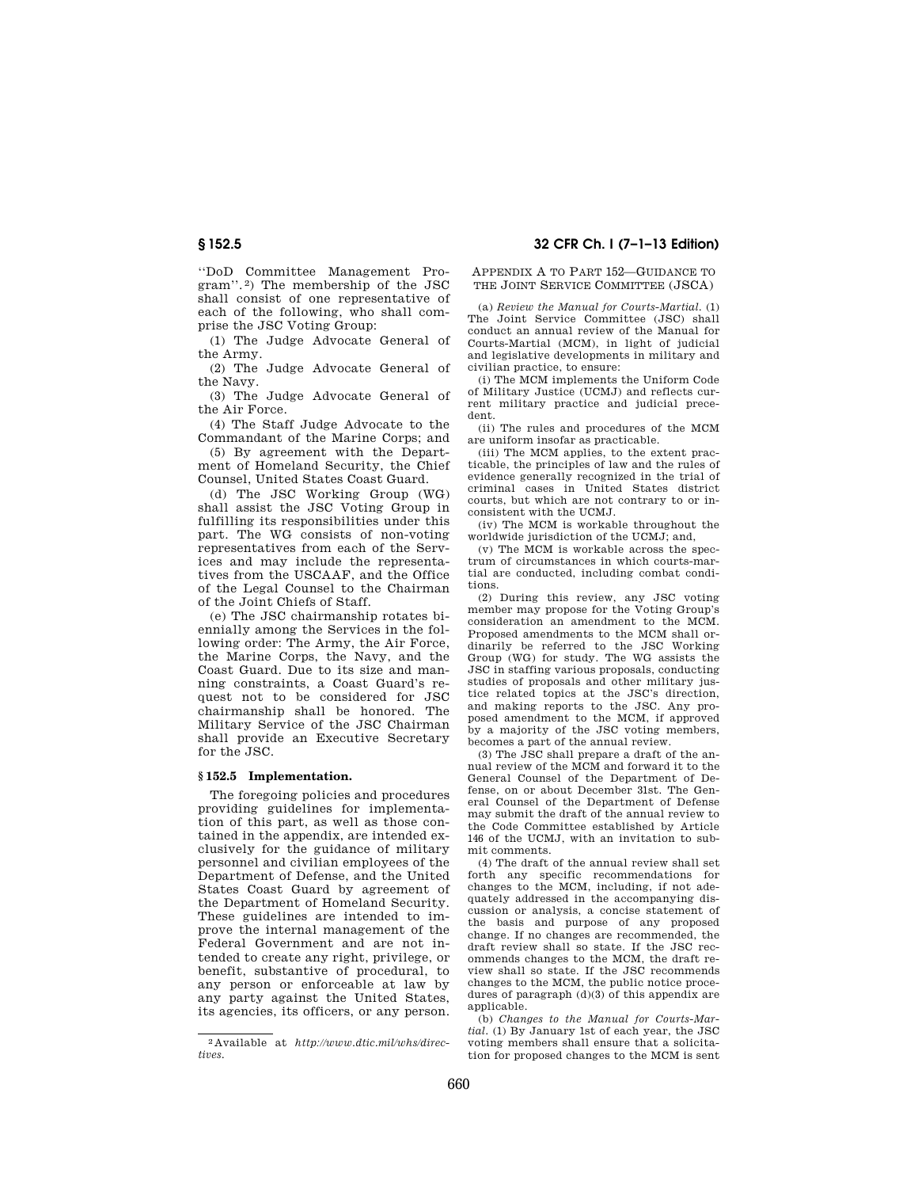''DoD Committee Management Program''.[2]) The membership of the JSC shall consist of one representative of each of the following, who shall comprise the JSC Voting Group:

(1) The Judge Advocate General of the Army.

(2) The Judge Advocate General of the Navy.

(3) The Judge Advocate General of the Air Force.

(4) The Staff Judge Advocate to the Commandant of the Marine Corps; and

(5) By agreement with the Department of Homeland Security, the Chief Counsel, United States Coast Guard.

(d) The JSC Working Group (WG) shall assist the JSC Voting Group in fulfilling its responsibilities under this part. The WG consists of non-voting representatives from each of the Services and may include the representatives from the USCAAF, and the Office of the Legal Counsel to the Chairman of the Joint Chiefs of Staff.

(e) The JSC chairmanship rotates biennially among the Services in the following order: The Army, the Air Force, the Marine Corps, the Navy, and the Coast Guard. Due to its size and manning constraints, a Coast Guard's request not to be considered for JSC chairmanship shall be honored. The Military Service of the JSC Chairman shall provide an Executive Secretary for the JSC.

## § 152.5 Implementation.

The foregoing policies and procedures providing guidelines for implementation of this part, as well as those contained in the appendix, are intended exclusively for the guidance of military personnel and civilian employees of the Department of Defense, and the United States Coast Guard by agreement of the Department of Homeland Security. These guidelines are intended to improve the internal management of the Federal Government and are not intended to create any right, privilege, or benefit, substantive of procedural, to any person or enforceable at law by any party against the United States, its agencies, its officers, or any person.

[2] Available at *http://www.dtic.mil/whs/directives.*

## APPENDIX A TO PART 152—GUIDANCE TO THE JOINT SERVICE COMMITTEE (JSCA)

(a) *Review the Manual for Courts-Martial.* (1) The Joint Service Committee (JSC) shall conduct an annual review of the Manual for Courts-Martial (MCM), in light of judicial and legislative developments in military and civilian practice, to ensure:

(i) The MCM implements the Uniform Code of Military Justice (UCMJ) and reflects current military practice and judicial precedent.

(ii) The rules and procedures of the MCM are uniform insofar as practicable.

(iii) The MCM applies, to the extent practicable, the principles of law and the rules of evidence generally recognized in the trial of criminal cases in United States district courts, but which are not contrary to or inconsistent with the UCMJ.

(iv) The MCM is workable throughout the worldwide jurisdiction of the UCMJ; and,

(v) The MCM is workable across the spectrum of circumstances in which courts-martial are conducted, including combat conditions.

(2) During this review, any JSC voting member may propose for the Voting Group's consideration an amendment to the MCM. Proposed amendments to the MCM shall ordinarily be referred to the JSC Working Group (WG) for study. The WG assists the JSC in staffing various proposals, conducting studies of proposals and other military justice related topics at the JSC's direction, and making reports to the JSC. Any proposed amendment to the MCM, if approved by a majority of the JSC voting members, becomes a part of the annual review.

(3) The JSC shall prepare a draft of the annual review of the MCM and forward it to the General Counsel of the Department of Defense, on or about December 31st. The General Counsel of the Department of Defense may submit the draft of the annual review to the Code Committee established by Article 146 of the UCMJ, with an invitation to submit comments.

(4) The draft of the annual review shall set forth any specific recommendations for changes to the MCM, including, if not adequately addressed in the accompanying discussion or analysis, a concise statement of the basis and purpose of any proposed change. If no changes are recommended, the draft review shall so state. If the JSC recommends changes to the MCM, the draft review shall so state. If the JSC recommends changes to the MCM, the public notice procedures of paragraph (d)(3) of this appendix are applicable.

(b) *Changes to the Manual for Courts-Martial.* (1) By January 1st of each year, the JSC voting members shall ensure that a solicitation for proposed changes to the MCM is sent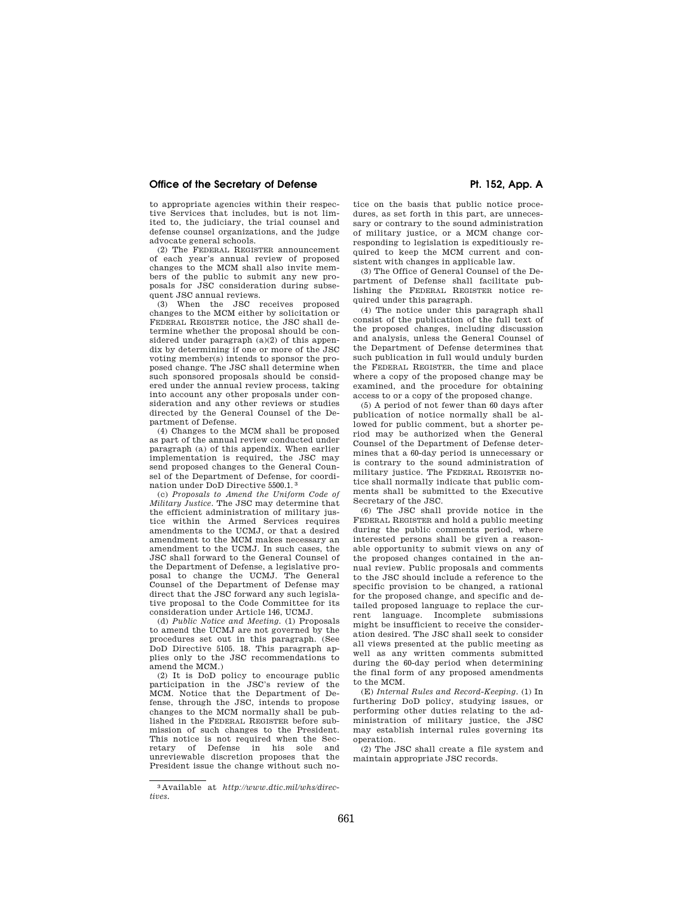to appropriate agencies within their respective Services that includes, but is not limited to, the judiciary, the trial counsel and defense counsel organizations, and the judge advocate general schools.

(2) The FEDERAL REGISTER announcement of each year's annual review of proposed changes to the MCM shall also invite members of the public to submit any new proposals for JSC consideration during subsequent JSC annual reviews.

(3) When the JSC receives proposed changes to the MCM either by solicitation or FEDERAL REGISTER notice, the JSC shall determine whether the proposal should be considered under paragraph (a)(2) of this appendix by determining if one or more of the JSC voting member(s) intends to sponsor the proposed change. The JSC shall determine when such sponsored proposals should be considered under the annual review process, taking into account any other proposals under consideration and any other reviews or studies directed by the General Counsel of the Department of Defense.

(4) Changes to the MCM shall be proposed as part of the annual review conducted under paragraph (a) of this appendix. When earlier implementation is required, the JSC may send proposed changes to the General Counsel of the Department of Defense, for coordination under DoD Directive 5500.1.[3]

(c) *Proposals to Amend the Uniform Code of Military Justice.* The JSC may determine that the efficient administration of military justice within the Armed Services requires amendments to the UCMJ, or that a desired amendment to the MCM makes necessary an amendment to the UCMJ. In such cases, the JSC shall forward to the General Counsel of the Department of Defense, a legislative proposal to change the UCMJ. The General Counsel of the Department of Defense may direct that the JSC forward any such legislative proposal to the Code Committee for its consideration under Article 146, UCMJ.

(d) *Public Notice and Meeting.* (1) Proposals to amend the UCMJ are not governed by the procedures set out in this paragraph. (See DoD Directive 5105. 18. This paragraph applies only to the JSC recommendations to amend the MCM.)

(2) It is DoD policy to encourage public participation in the JSC's review of the MCM. Notice that the Department of Defense, through the JSC, intends to propose changes to the MCM normally shall be published in the FEDERAL REGISTER before submission of such changes to the President. This notice is not required when the Secretary of Defense in his sole and unreviewable discretion proposes that the President issue the change without such notice on the basis that public notice procedures, as set forth in this part, are unnecessary or contrary to the sound administration of military justice, or a MCM change corresponding to legislation is expeditiously required to keep the MCM current and consistent with changes in applicable law.

(3) The Office of General Counsel of the Department of Defense shall facilitate publishing the FEDERAL REGISTER notice required under this paragraph.

(4) The notice under this paragraph shall consist of the publication of the full text of the proposed changes, including discussion and analysis, unless the General Counsel of the Department of Defense determines that such publication in full would unduly burden the FEDERAL REGISTER, the time and place where a copy of the proposed change may be examined, and the procedure for obtaining access to or a copy of the proposed change.

(5) A period of not fewer than 60 days after publication of notice normally shall be allowed for public comment, but a shorter period may be authorized when the General Counsel of the Department of Defense determines that a 60-day period is unnecessary or is contrary to the sound administration of military justice. The FEDERAL REGISTER notice shall normally indicate that public comments shall be submitted to the Executive Secretary of the JSC.

(6) The JSC shall provide notice in the FEDERAL REGISTER and hold a public meeting during the public comments period, where interested persons shall be given a reasonable opportunity to submit views on any of the proposed changes contained in the annual review. Public proposals and comments to the JSC should include a reference to the specific provision to be changed, a rational for the proposed change, and specific and detailed proposed language to replace the current language. Incomplete submissions might be insufficient to receive the consideration desired. The JSC shall seek to consider all views presented at the public meeting as well as any written comments submitted during the 60-day period when determining the final form of any proposed amendments to the MCM.

(E) *Internal Rules and Record-Keeping.* (1) In furthering DoD policy, studying issues, or performing other duties relating to the administration of military justice, the JSC may establish internal rules governing its operation.

(2) The JSC shall create a file system and maintain appropriate JSC records.

---

[3] Available at *http://www.dtic.mil/whs/directives.*